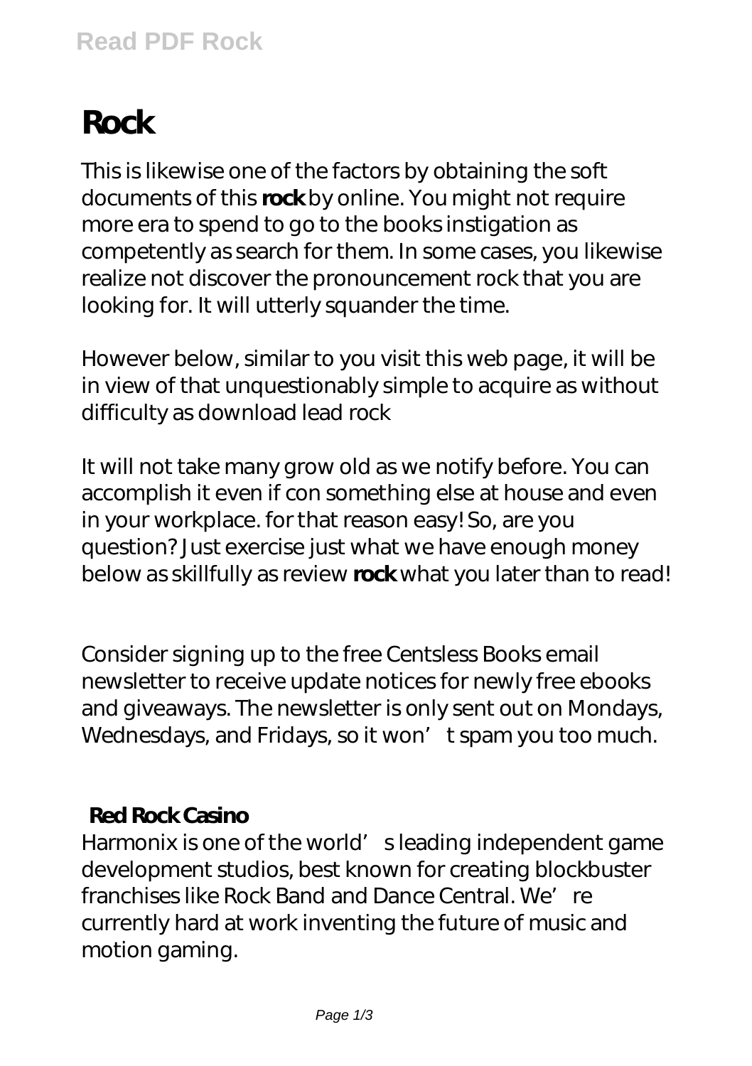# Rock

This is likewise one of the factors by obtaining the soft documents of this **rock** by online. You might not require more era to spend to go to the books instigation as competently as search for them. In some cases, you likewise realize not discover the pronouncement rock that you are looking for. It will utterly squander the time.

However below, similar to you visit this web page, it will be in view of that unquestionably simple to acquire as without difficulty as download lead rock

It will not take many grow old as we notify before. You can accomplish it even if con something else at house and even in your workplace. for that reason easy! So, are you question? Just exercise just what we have enough money below as skillfully as review **rock** what you later than to read!

Consider signing up to the free Centsless Books email newsletter to receive update notices for newly free ebooks and giveaways. The newsletter is only sent out on Mondays, Wednesdays, and Fridays, so it won't spam you too much.

## Red Rock Casino

Harmonix is one of the world's leading independent game development studios, best known for creating blockbuster franchises like Rock Band and Dance Central. We're currently hard at work inventing the future of music and motion gaming.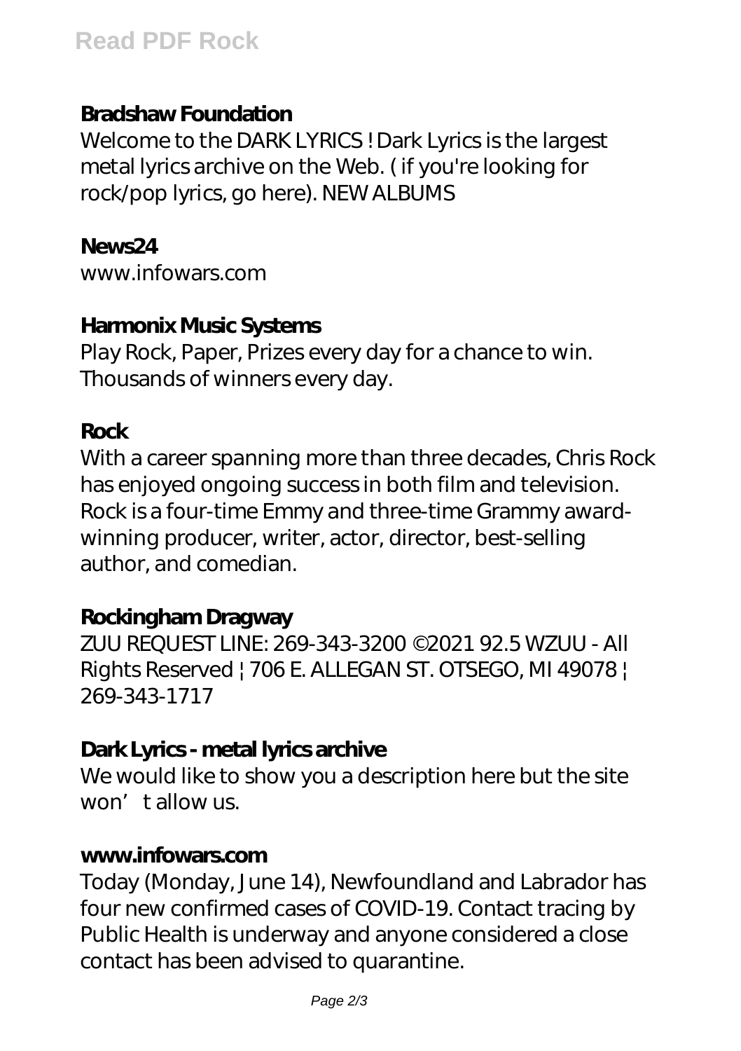### Bradshaw Foundation

Welcome to the DARK LYRICS ! Dark Lyrics is the largest metal lyrics archive on the Web. ( if you're looking for rock/pop lyrics, go here). NEW ALBUMS

### News24

www.infowars.com

### Harmonix Music Systems

Play Rock, Paper, Prizes every day for a chance to win. Thousands of winners every day.

### Rock

With a career spanning more than three decades, Chris Rock has enjoyed ongoing success in both film and television. Rock is a four-time Emmy and three-time Grammy award-winning producer, writer, actor, director, best-selling author, and comedian.

### Rockingham Dragway

ZUU REQUEST LINE: 269-343-3200 ©2021 92.5 WZUU - All Rights Reserved | 706 E. ALLEGAN ST. OTSEGO, MI 49078 | 269-343-1717

### Dark Lyrics - metal lyrics archive

We would like to show you a description here but the site won't allow us.

### www.infowars.com

Today (Monday, June 14), Newfoundland and Labrador has four new confirmed cases of COVID-19. Contact tracing by Public Health is underway and anyone considered a close contact has been advised to quarantine.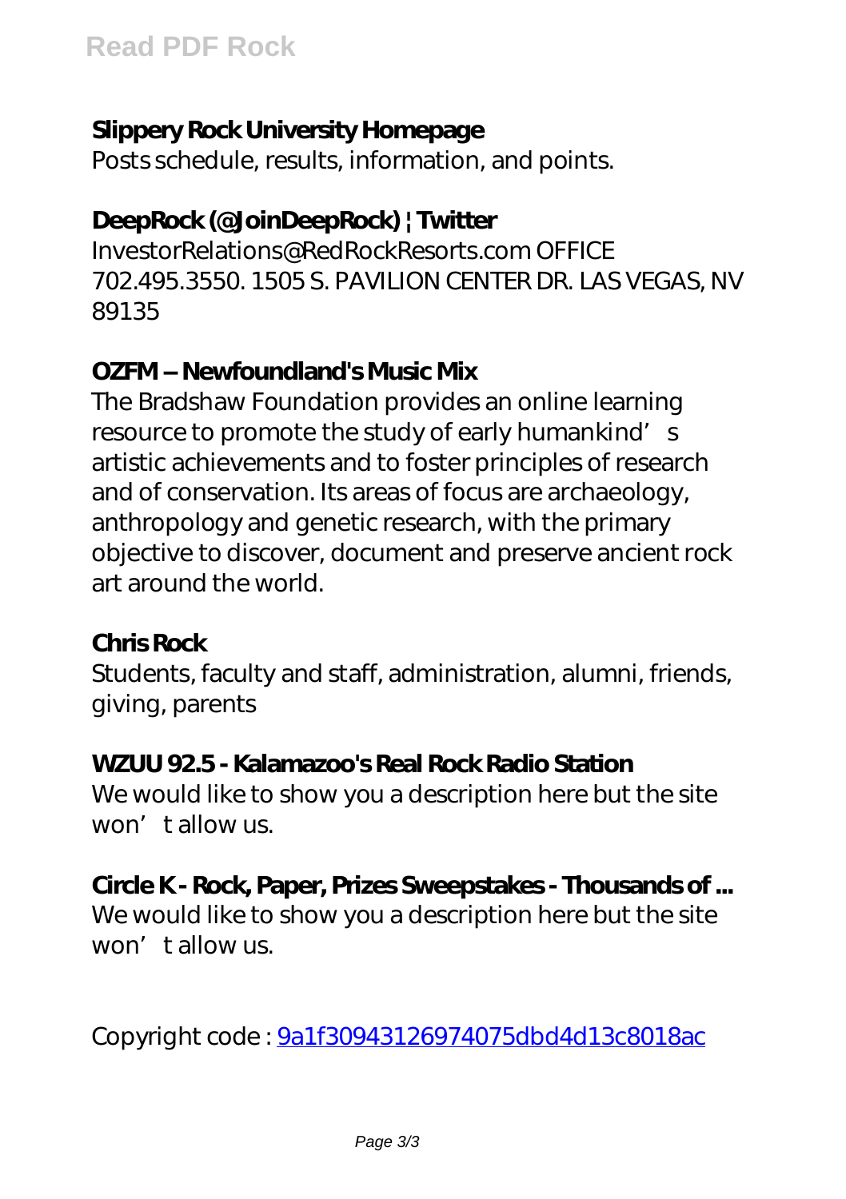**Slippery Rock University Homepage**

Posts schedule, results, information, and points.

**DeepRock (@JoinDeepRock) | Twitter**

InvestorRelations@RedRockResorts.com OFFICE 702.495.3550. 1505 S. PAVILION CENTER DR. LAS VEGAS, NV 89135

**OZFM – Newfoundland's Music Mix**

The Bradshaw Foundation provides an online learning resource to promote the study of early humankind's artistic achievements and to foster principles of research and of conservation. Its areas of focus are archaeology, anthropology and genetic research, with the primary objective to discover, document and preserve ancient rock art around the world.

**Chris Rock**

Students, faculty and staff, administration, alumni, friends, giving, parents

**WZUU 92.5 - Kalamazoo's Real Rock Radio Station**

We would like to show you a description here but the site won't allow us.

**Circle K - Rock, Paper, Prizes Sweepstakes - Thousands of ...**

We would like to show you a description here but the site won't allow us.

Copyright code : 9a1f30943126974075dbd4d13c8018ac